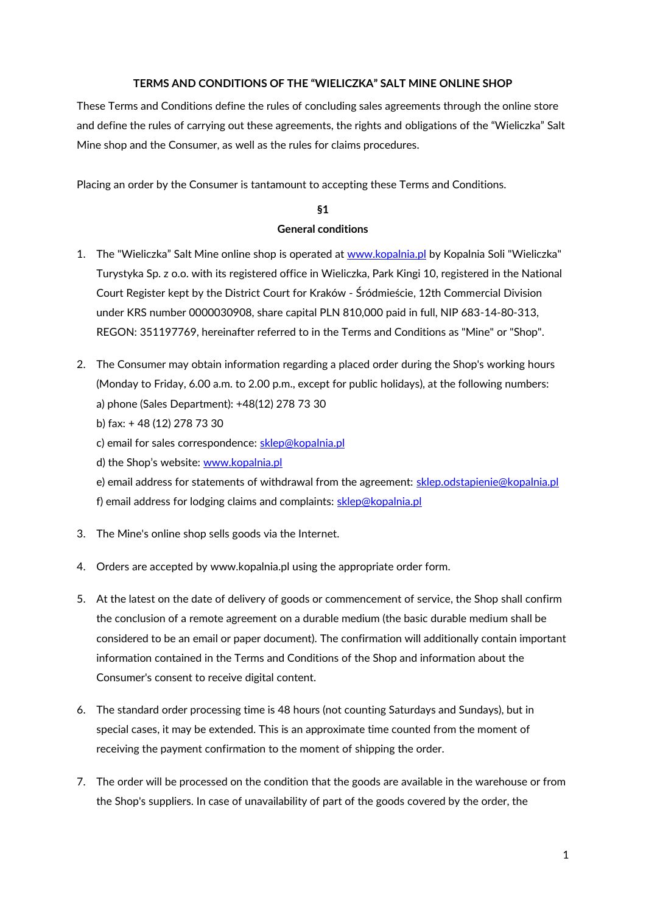# TERMS AND CONDITIONS OF THE “WIELICZKA” SALT MINE ONLINE SHOP

These Terms and Conditions define the rules of concluding sales agreements through the online store and define the rules of carrying out these agreements, the rights and obligations of the “Wieliczka” Salt Mine shop and the Consumer, as well as the rules for claims procedures.

Placing an order by the Consumer is tantamount to accepting these Terms and Conditions.

## §1
## General conditions

1. The "Wieliczka” Salt Mine online shop is operated at www.kopalnia.pl by Kopalnia Soli "Wieliczka" Turystyka Sp. z o.o. with its registered office in Wieliczka, Park Kingi 10, registered in the National Court Register kept by the District Court for Kraków - Śródmieście, 12th Commercial Division under KRS number 0000030908, share capital PLN 810,000 paid in full, NIP 683-14-80-313, REGON: 351197769, hereinafter referred to in the Terms and Conditions as "Mine" or "Shop".

2. The Consumer may obtain information regarding a placed order during the Shop's working hours (Monday to Friday, 6.00 a.m. to 2.00 p.m., except for public holidays), at the following numbers:
   a) phone (Sales Department): +48(12) 278 73 30
   b) fax: + 48 (12) 278 73 30
   c) email for sales correspondence: sklep@kopalnia.pl
   d) the Shop’s website: www.kopalnia.pl
   e) email address for statements of withdrawal from the agreement: sklep.odstapienie@kopalnia.pl
   f) email address for lodging claims and complaints: sklep@kopalnia.pl

3. The Mine's online shop sells goods via the Internet.

4. Orders are accepted by www.kopalnia.pl using the appropriate order form.

5. At the latest on the date of delivery of goods or commencement of service, the Shop shall confirm the conclusion of a remote agreement on a durable medium (the basic durable medium shall be considered to be an email or paper document). The confirmation will additionally contain important information contained in the Terms and Conditions of the Shop and information about the Consumer's consent to receive digital content.

6. The standard order processing time is 48 hours (not counting Saturdays and Sundays), but in special cases, it may be extended. This is an approximate time counted from the moment of receiving the payment confirmation to the moment of shipping the order.

7. The order will be processed on the condition that the goods are available in the warehouse or from the Shop's suppliers. In case of unavailability of part of the goods covered by the order, the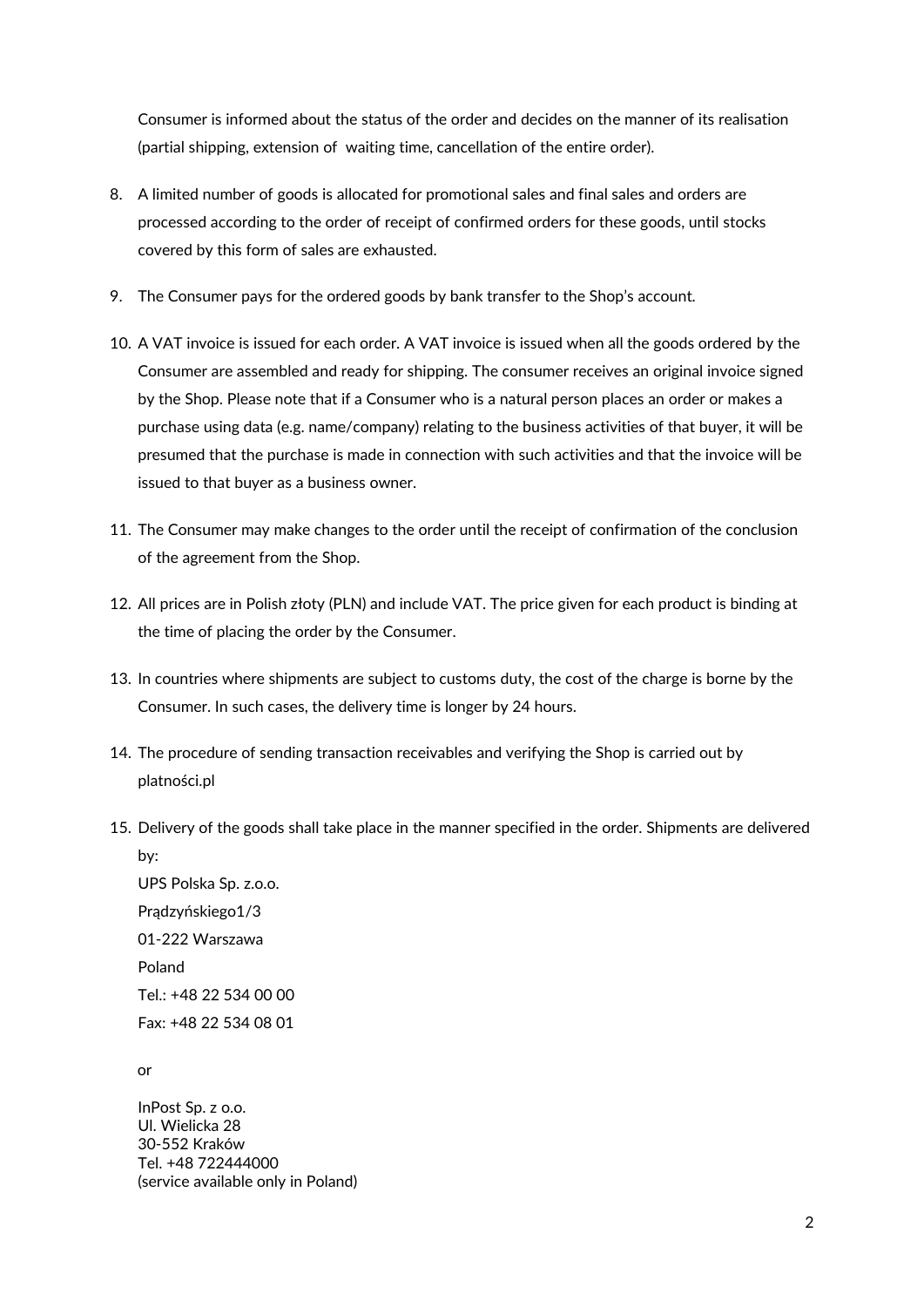Consumer is informed about the status of the order and decides on the manner of its realisation (partial shipping, extension of  waiting time, cancellation of the entire order).

8. A limited number of goods is allocated for promotional sales and final sales and orders are processed according to the order of receipt of confirmed orders for these goods, until stocks covered by this form of sales are exhausted.

9. The Consumer pays for the ordered goods by bank transfer to the Shop's account.

10. A VAT invoice is issued for each order. A VAT invoice is issued when all the goods ordered by the Consumer are assembled and ready for shipping. The consumer receives an original invoice signed by the Shop. Please note that if a Consumer who is a natural person places an order or makes a purchase using data (e.g. name/company) relating to the business activities of that buyer, it will be presumed that the purchase is made in connection with such activities and that the invoice will be issued to that buyer as a business owner.

11. The Consumer may make changes to the order until the receipt of confirmation of the conclusion of the agreement from the Shop.

12. All prices are in Polish złoty (PLN) and include VAT. The price given for each product is binding at the time of placing the order by the Consumer.

13. In countries where shipments are subject to customs duty, the cost of the charge is borne by the Consumer. In such cases, the delivery time is longer by 24 hours.

14. The procedure of sending transaction receivables and verifying the Shop is carried out by platności.pl

15. Delivery of the goods shall take place in the manner specified in the order. Shipments are delivered by:

    UPS Polska Sp. z.o.o.
    Prądzyńskiego1/3
    01-222 Warszawa
    Poland
    Tel.: +48 22 534 00 00
    Fax: +48 22 534 08 01

    or

    InPost Sp. z o.o.
    Ul. Wielicka 28
    30-552 Kraków
    Tel. +48 722444000
    (service available only in Poland)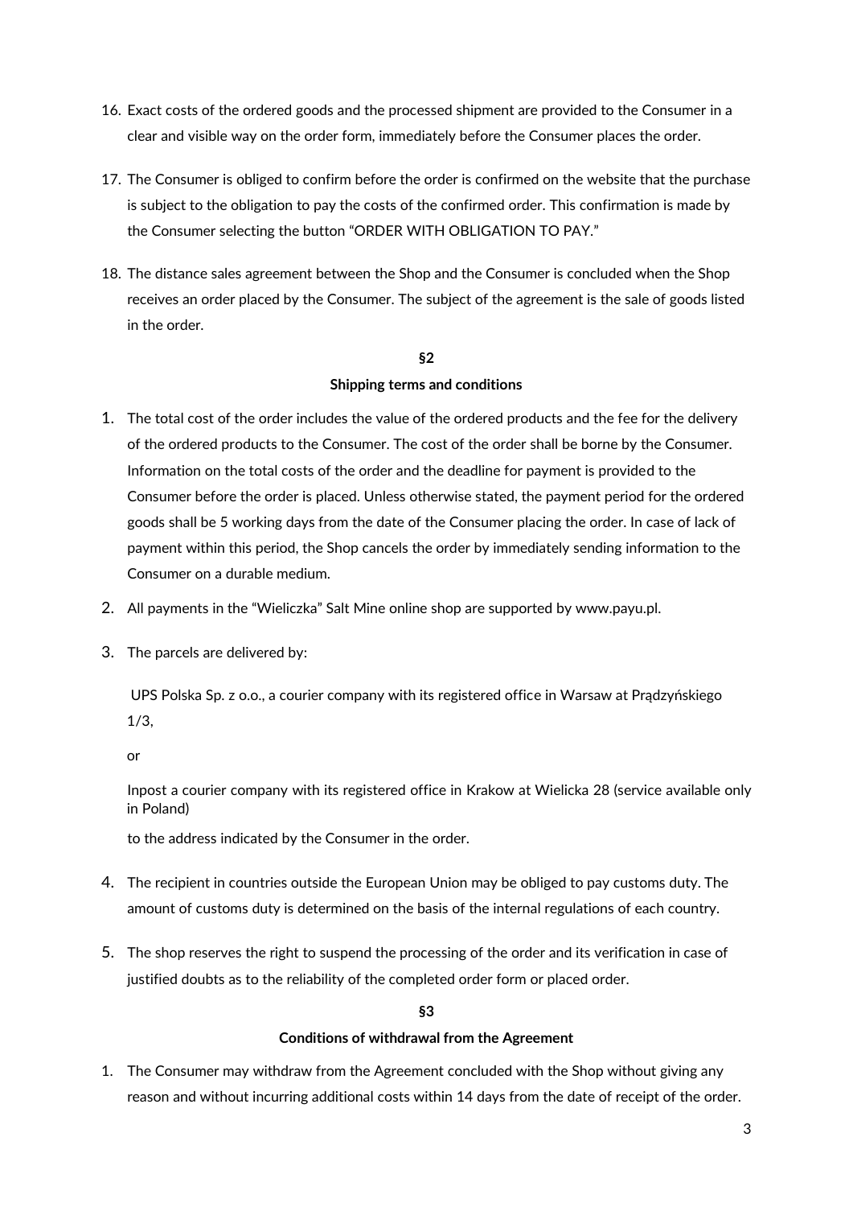16. Exact costs of the ordered goods and the processed shipment are provided to the Consumer in a clear and visible way on the order form, immediately before the Consumer places the order.

17. The Consumer is obliged to confirm before the order is confirmed on the website that the purchase is subject to the obligation to pay the costs of the confirmed order. This confirmation is made by the Consumer selecting the button "ORDER WITH OBLIGATION TO PAY."

18. The distance sales agreement between the Shop and the Consumer is concluded when the Shop receives an order placed by the Consumer. The subject of the agreement is the sale of goods listed in the order.

## §2

## Shipping terms and conditions

1. The total cost of the order includes the value of the ordered products and the fee for the delivery of the ordered products to the Consumer. The cost of the order shall be borne by the Consumer. Information on the total costs of the order and the deadline for payment is provided to the Consumer before the order is placed. Unless otherwise stated, the payment period for the ordered goods shall be 5 working days from the date of the Consumer placing the order. In case of lack of payment within this period, the Shop cancels the order by immediately sending information to the Consumer on a durable medium.

2. All payments in the "Wieliczka" Salt Mine online shop are supported by www.payu.pl.

3. The parcels are delivered by:

   UPS Polska Sp. z o.o., a courier company with its registered office in Warsaw at Prądzyńskiego 1/3,

   or

   Inpost a courier company with its registered office in Krakow at Wielicka 28 (service available only in Poland)

   to the address indicated by the Consumer in the order.

4. The recipient in countries outside the European Union may be obliged to pay customs duty. The amount of customs duty is determined on the basis of the internal regulations of each country.

5. The shop reserves the right to suspend the processing of the order and its verification in case of justified doubts as to the reliability of the completed order form or placed order.

## §3

## Conditions of withdrawal from the Agreement

1. The Consumer may withdraw from the Agreement concluded with the Shop without giving any reason and without incurring additional costs within 14 days from the date of receipt of the order.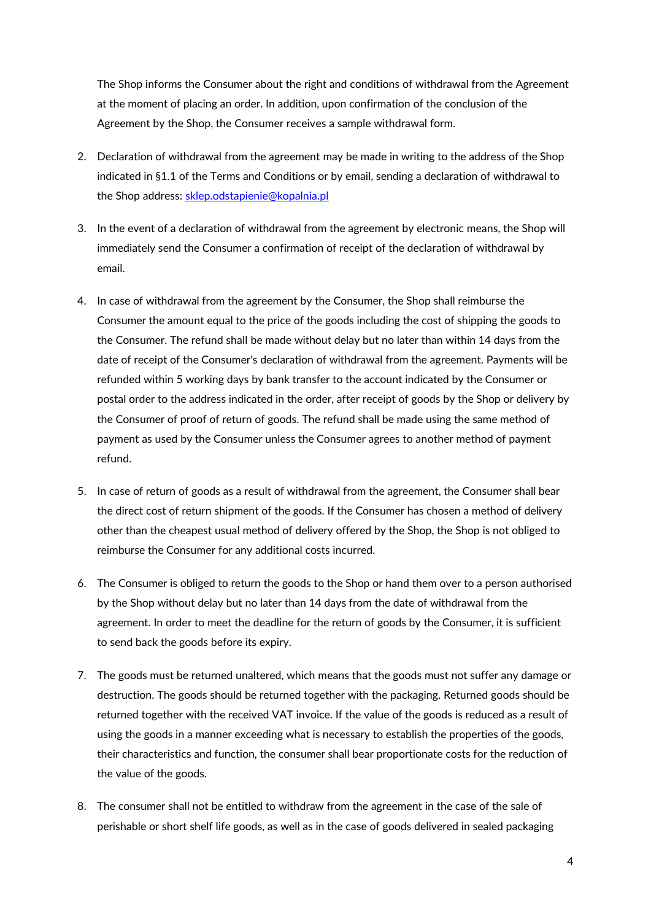The Shop informs the Consumer about the right and conditions of withdrawal from the Agreement at the moment of placing an order. In addition, upon confirmation of the conclusion of the Agreement by the Shop, the Consumer receives a sample withdrawal form.

2. Declaration of withdrawal from the agreement may be made in writing to the address of the Shop indicated in §1.1 of the Terms and Conditions or by email, sending a declaration of withdrawal to the Shop address: [sklep.odstapienie@kopalnia.pl](mailto:sklep.odstapienie@kopalnia.pl)
3. In the event of a declaration of withdrawal from the agreement by electronic means, the Shop will immediately send the Consumer a confirmation of receipt of the declaration of withdrawal by email.
4. In case of withdrawal from the agreement by the Consumer, the Shop shall reimburse the Consumer the amount equal to the price of the goods including the cost of shipping the goods to the Consumer. The refund shall be made without delay but no later than within 14 days from the date of receipt of the Consumer's declaration of withdrawal from the agreement. Payments will be refunded within 5 working days by bank transfer to the account indicated by the Consumer or postal order to the address indicated in the order, after receipt of goods by the Shop or delivery by the Consumer of proof of return of goods. The refund shall be made using the same method of payment as used by the Consumer unless the Consumer agrees to another method of payment refund.
5. In case of return of goods as a result of withdrawal from the agreement, the Consumer shall bear the direct cost of return shipment of the goods. If the Consumer has chosen a method of delivery other than the cheapest usual method of delivery offered by the Shop, the Shop is not obliged to reimburse the Consumer for any additional costs incurred.
6. The Consumer is obliged to return the goods to the Shop or hand them over to a person authorised by the Shop without delay but no later than 14 days from the date of withdrawal from the agreement. In order to meet the deadline for the return of goods by the Consumer, it is sufficient to send back the goods before its expiry.
7. The goods must be returned unaltered, which means that the goods must not suffer any damage or destruction. The goods should be returned together with the packaging. Returned goods should be returned together with the received VAT invoice. If the value of the goods is reduced as a result of using the goods in a manner exceeding what is necessary to establish the properties of the goods, their characteristics and function, the consumer shall bear proportionate costs for the reduction of the value of the goods.
8. The consumer shall not be entitled to withdraw from the agreement in the case of the sale of perishable or short shelf life goods, as well as in the case of goods delivered in sealed packaging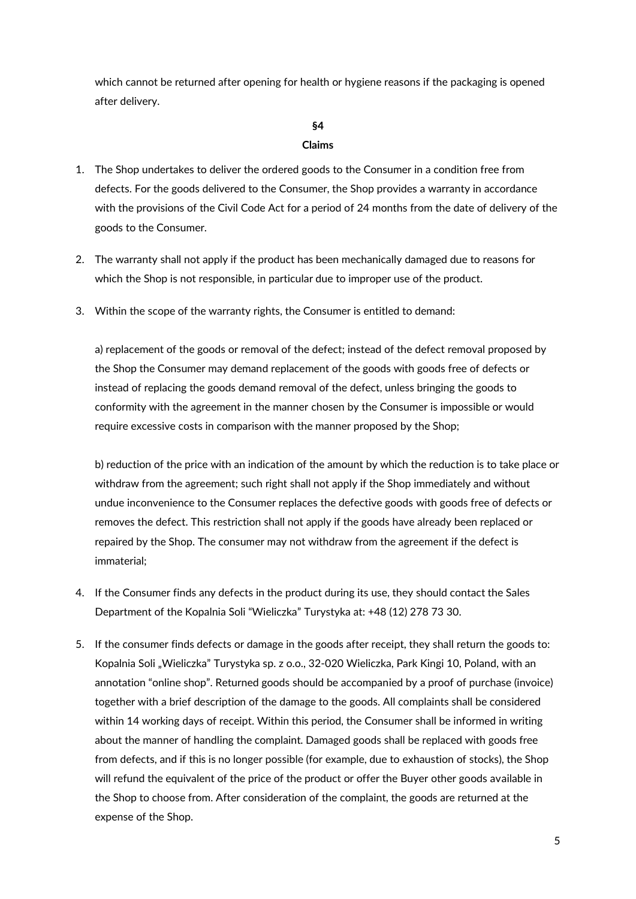which cannot be returned after opening for health or hygiene reasons if the packaging is opened after delivery.

## §4

## Claims

1. The Shop undertakes to deliver the ordered goods to the Consumer in a condition free from defects. For the goods delivered to the Consumer, the Shop provides a warranty in accordance with the provisions of the Civil Code Act for a period of 24 months from the date of delivery of the goods to the Consumer.

2. The warranty shall not apply if the product has been mechanically damaged due to reasons for which the Shop is not responsible, in particular due to improper use of the product.

3. Within the scope of the warranty rights, the Consumer is entitled to demand:

   a) replacement of the goods or removal of the defect; instead of the defect removal proposed by the Shop the Consumer may demand replacement of the goods with goods free of defects or instead of replacing the goods demand removal of the defect, unless bringing the goods to conformity with the agreement in the manner chosen by the Consumer is impossible or would require excessive costs in comparison with the manner proposed by the Shop;

   b) reduction of the price with an indication of the amount by which the reduction is to take place or withdraw from the agreement; such right shall not apply if the Shop immediately and without undue inconvenience to the Consumer replaces the defective goods with goods free of defects or removes the defect. This restriction shall not apply if the goods have already been replaced or repaired by the Shop. The consumer may not withdraw from the agreement if the defect is immaterial;

4. If the Consumer finds any defects in the product during its use, they should contact the Sales Department of the Kopalnia Soli "Wieliczka" Turystyka at: +48 (12) 278 73 30.

5. If the consumer finds defects or damage in the goods after receipt, they shall return the goods to: Kopalnia Soli „Wieliczka" Turystyka sp. z o.o., 32-020 Wieliczka, Park Kingi 10, Poland, with an annotation "online shop". Returned goods should be accompanied by a proof of purchase (invoice) together with a brief description of the damage to the goods. All complaints shall be considered within 14 working days of receipt. Within this period, the Consumer shall be informed in writing about the manner of handling the complaint. Damaged goods shall be replaced with goods free from defects, and if this is no longer possible (for example, due to exhaustion of stocks), the Shop will refund the equivalent of the price of the product or offer the Buyer other goods available in the Shop to choose from. After consideration of the complaint, the goods are returned at the expense of the Shop.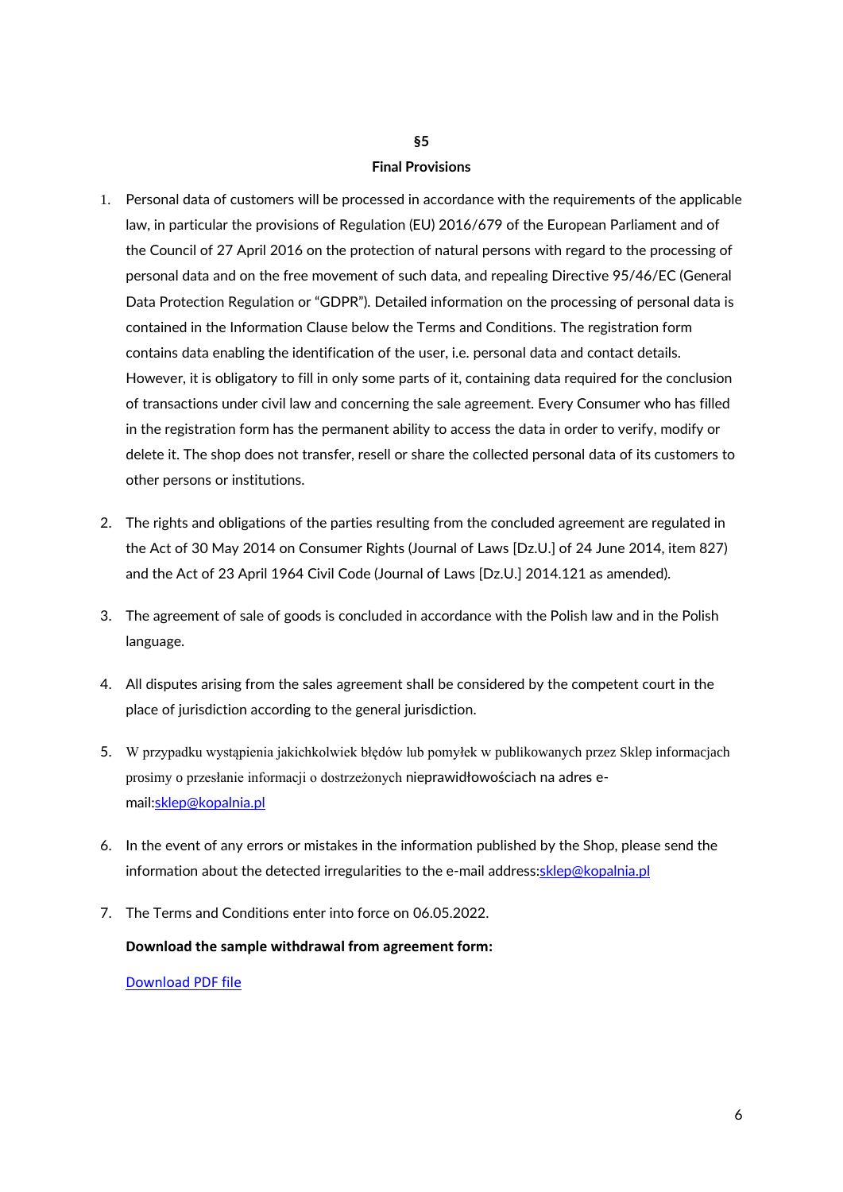## §5
## Final Provisions

1. Personal data of customers will be processed in accordance with the requirements of the applicable law, in particular the provisions of Regulation (EU) 2016/679 of the European Parliament and of the Council of 27 April 2016 on the protection of natural persons with regard to the processing of personal data and on the free movement of such data, and repealing Directive 95/46/EC (General Data Protection Regulation or "GDPR"). Detailed information on the processing of personal data is contained in the Information Clause below the Terms and Conditions. The registration form contains data enabling the identification of the user, i.e. personal data and contact details. However, it is obligatory to fill in only some parts of it, containing data required for the conclusion of transactions under civil law and concerning the sale agreement. Every Consumer who has filled in the registration form has the permanent ability to access the data in order to verify, modify or delete it. The shop does not transfer, resell or share the collected personal data of its customers to other persons or institutions.

2. The rights and obligations of the parties resulting from the concluded agreement are regulated in the Act of 30 May 2014 on Consumer Rights (Journal of Laws [Dz.U.] of 24 June 2014, item 827) and the Act of 23 April 1964 Civil Code (Journal of Laws [Dz.U.] 2014.121 as amended).

3. The agreement of sale of goods is concluded in accordance with the Polish law and in the Polish language.

4. All disputes arising from the sales agreement shall be considered by the competent court in the place of jurisdiction according to the general jurisdiction.

5. W przypadku wystąpienia jakichkolwiek błędów lub pomyłek w publikowanych przez Sklep informacjach prosimy o przesłanie informacji o dostrzeżonych nieprawidłowościach na adres e-mail:[sklep@kopalnia.pl](mailto:sklep@kopalnia.pl)

6. In the event of any errors or mistakes in the information published by the Shop, please send the information about the detected irregularities to the e-mail address:[sklep@kopalnia.pl](mailto:sklep@kopalnia.pl)

7. The Terms and Conditions enter into force on 06.05.2022.

   **Download the sample withdrawal from agreement form:**

   [Download PDF file]()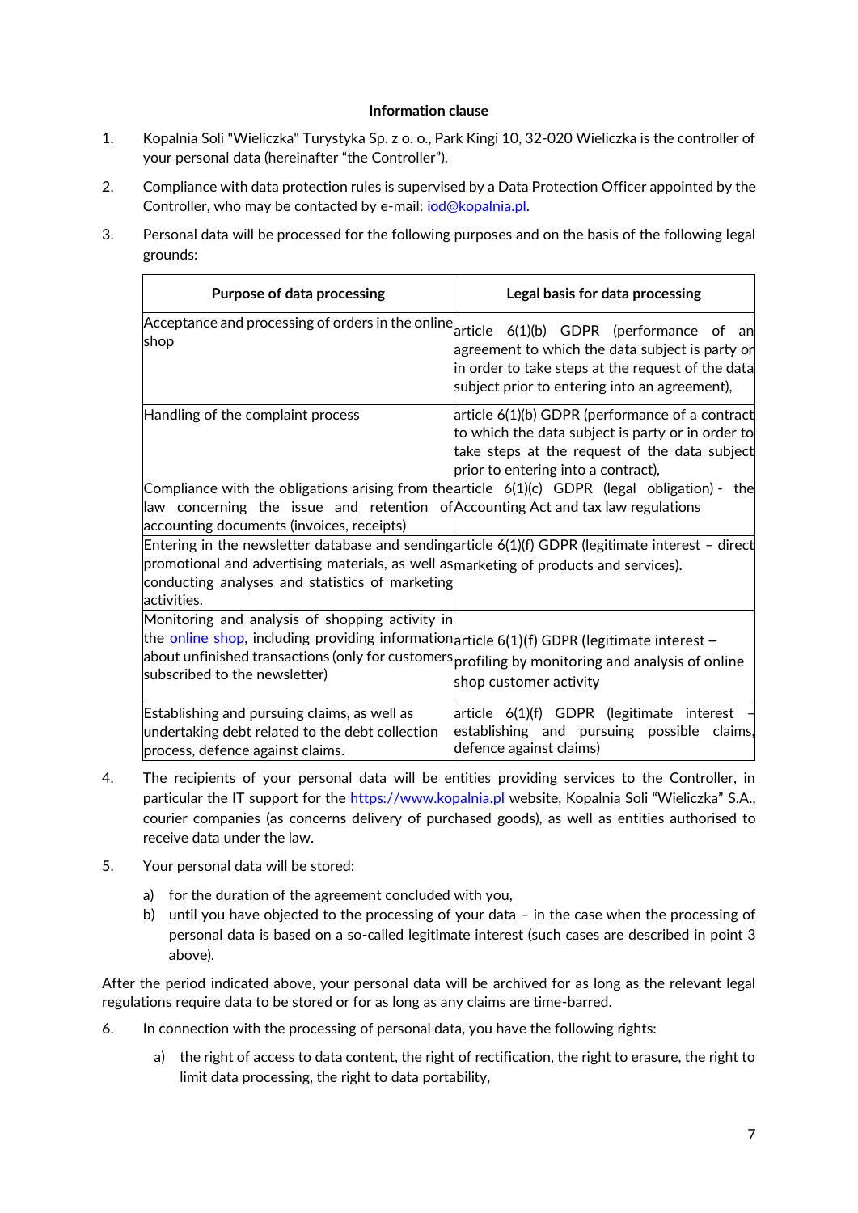**Information clause**

1. Kopalnia Soli "Wieliczka" Turystyka Sp. z o. o., Park Kingi 10, 32-020 Wieliczka is the controller of your personal data (hereinafter "the Controller").

2. Compliance with data protection rules is supervised by a Data Protection Officer appointed by the Controller, who may be contacted by e-mail: iod@kopalnia.pl.

3. Personal data will be processed for the following purposes and on the basis of the following legal grounds:

| Purpose of data processing | Legal basis for data processing |
|---|---|
| Acceptance and processing of orders in the online shop | article 6(1)(b) GDPR (performance of an agreement to which the data subject is party or in order to take steps at the request of the data subject prior to entering into an agreement), |
| Handling of the complaint process | article 6(1)(b) GDPR (performance of a contract to which the data subject is party or in order to take steps at the request of the data subject prior to entering into a contract), |
| Compliance with the obligations arising from the law concerning the issue and retention of accounting documents (invoices, receipts) | article 6(1)(c) GDPR (legal obligation) - the Accounting Act and tax law regulations |
| Entering in the newsletter database and sending promotional and advertising materials, as well as conducting analyses and statistics of marketing activities. | article 6(1)(f) GDPR (legitimate interest – direct marketing of products and services). |
| Monitoring and analysis of shopping activity in the online shop, including providing information about unfinished transactions (only for customers subscribed to the newsletter) | article 6(1)(f) GDPR (legitimate interest – profiling by monitoring and analysis of online shop customer activity |
| Establishing and pursuing claims, as well as undertaking debt related to the debt collection process, defence against claims. | article 6(1)(f) GDPR (legitimate interest – establishing and pursuing possible claims, defence against claims) |

4. The recipients of your personal data will be entities providing services to the Controller, in particular the IT support for the https://www.kopalnia.pl website, Kopalnia Soli "Wieliczka" S.A., courier companies (as concerns delivery of purchased goods), as well as entities authorised to receive data under the law.

5. Your personal data will be stored:

   a) for the duration of the agreement concluded with you,
   b) until you have objected to the processing of your data – in the case when the processing of personal data is based on a so-called legitimate interest (such cases are described in point 3 above).

After the period indicated above, your personal data will be archived for as long as the relevant legal regulations require data to be stored or for as long as any claims are time-barred.

6. In connection with the processing of personal data, you have the following rights:

   a) the right of access to data content, the right of rectification, the right to erasure, the right to limit data processing, the right to data portability,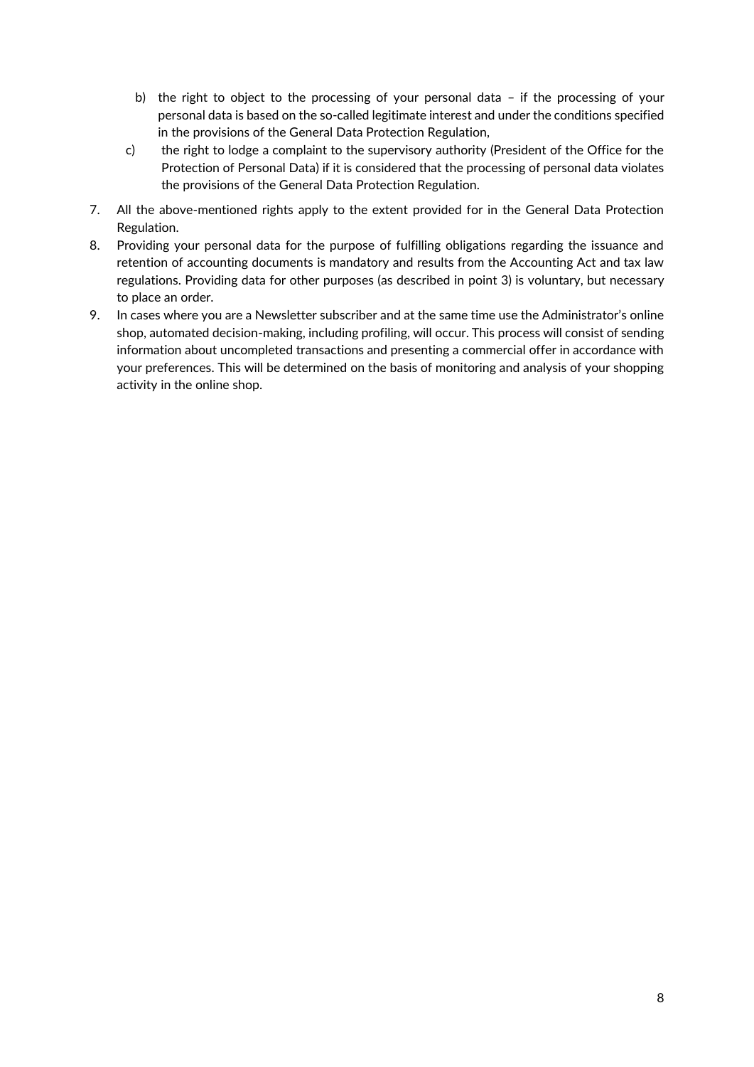b) the right to object to the processing of your personal data – if the processing of your personal data is based on the so-called legitimate interest and under the conditions specified in the provisions of the General Data Protection Regulation,
   c) the right to lodge a complaint to the supervisory authority (President of the Office for the Protection of Personal Data) if it is considered that the processing of personal data violates the provisions of the General Data Protection Regulation.

7. All the above-mentioned rights apply to the extent provided for in the General Data Protection Regulation.
8. Providing your personal data for the purpose of fulfilling obligations regarding the issuance and retention of accounting documents is mandatory and results from the Accounting Act and tax law regulations. Providing data for other purposes (as described in point 3) is voluntary, but necessary to place an order.
9. In cases where you are a Newsletter subscriber and at the same time use the Administrator's online shop, automated decision-making, including profiling, will occur. This process will consist of sending information about uncompleted transactions and presenting a commercial offer in accordance with your preferences. This will be determined on the basis of monitoring and analysis of your shopping activity in the online shop.